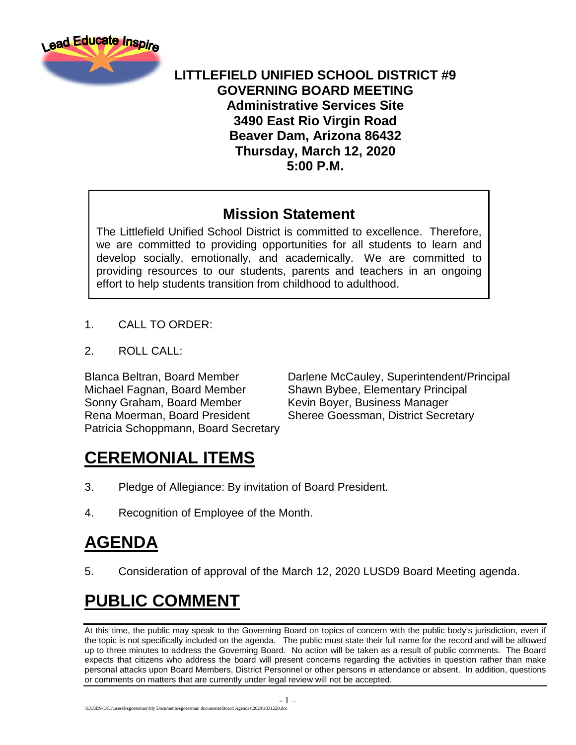# LITTLEFIELD UNIFIED SCHOOL DISTRICT #9
## GOVERNING BOARD MEETING
**Administrative Services Site**
**3490 East Rio Virgin Road**
**Beaver Dam, Arizona 86432**
**Thursday, March 12, 2020**
**5:00 P.M.**

## Mission Statement

The Littlefield Unified School District is committed to excellence. Therefore, we are committed to providing opportunities for all students to learn and develop socially, emotionally, and academically. We are committed to providing resources to our students, parents and teachers in an ongoing effort to help students transition from childhood to adulthood.

1. CALL TO ORDER:

2. ROLL CALL:

Blanca Beltran, Board Member
Michael Fagnan, Board Member
Sonny Graham, Board Member
Rena Moerman, Board President
Patricia Schoppmann, Board Secretary

Darlene McCauley, Superintendent/Principal
Shawn Bybee, Elementary Principal
Kevin Boyer, Business Manager
Sheree Goessman, District Secretary

# CEREMONIAL ITEMS

3. Pledge of Allegiance: By invitation of Board President.

4. Recognition of Employee of the Month.

# AGENDA

5. Consideration of approval of the March 12, 2020 LUSD9 Board Meeting agenda.

# PUBLIC COMMENT

At this time, the public may speak to the Governing Board on topics of concern with the public body's jurisdiction, even if the topic is not specifically included on the agenda. The public must state their full name for the record and will be allowed up to three minutes to address the Governing Board. No action will be taken as a result of public comments. The Board expects that citizens who address the board will present concerns regarding the activities in question rather than make personal attacks upon Board Members, District Personnel or other persons in attendance or absent. In addition, questions or comments on matters that are currently under legal review will not be accepted.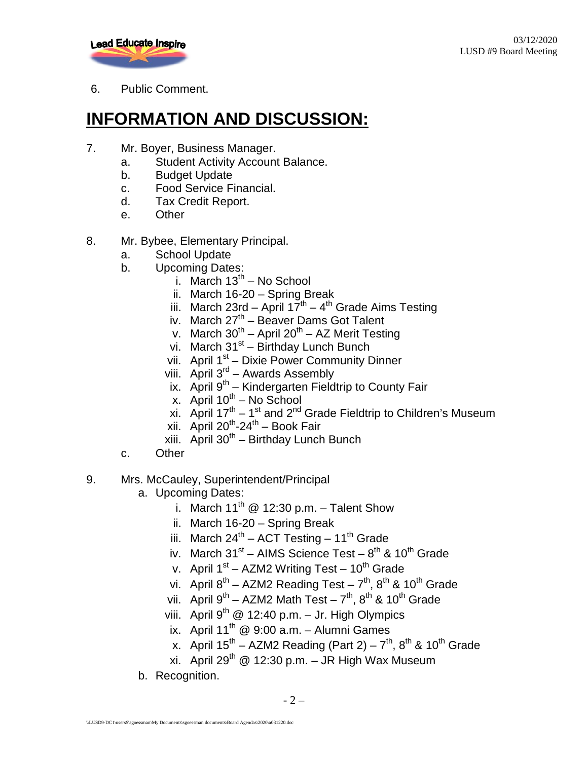6. Public Comment.

# INFORMATION AND DISCUSSION:

7. Mr. Boyer, Business Manager.
   a. Student Activity Account Balance.
   b. Budget Update
   c. Food Service Financial.
   d. Tax Credit Report.
   e. Other

8. Mr. Bybee, Elementary Principal.
   a. School Update
   b. Upcoming Dates:
      i. March 13th – No School
      ii. March 16-20 – Spring Break
      iii. March 23rd – April 17th – 4th Grade Aims Testing
      iv. March 27th – Beaver Dams Got Talent
      v. March 30th – April 20th – AZ Merit Testing
      vi. March 31st – Birthday Lunch Bunch
      vii. April 1st – Dixie Power Community Dinner
      viii. April 3rd – Awards Assembly
      ix. April 9th – Kindergarten Fieldtrip to County Fair
      x. April 10th – No School
      xi. April 17th – 1st and 2nd Grade Fieldtrip to Children's Museum
      xii. April 20th-24th – Book Fair
      xiii. April 30th – Birthday Lunch Bunch
   c. Other

9. Mrs. McCauley, Superintendent/Principal
   a. Upcoming Dates:
      i. March 11th @ 12:30 p.m. – Talent Show
      ii. March 16-20 – Spring Break
      iii. March 24th – ACT Testing – 11th Grade
      iv. March 31st – AIMS Science Test – 8th & 10th Grade
      v. April 1st – AZM2 Writing Test – 10th Grade
      vi. April 8th – AZM2 Reading Test – 7th, 8th & 10th Grade
      vii. April 9th – AZM2 Math Test – 7th, 8th & 10th Grade
      viii. April 9th @ 12:40 p.m. – Jr. High Olympics
      ix. April 11th @ 9:00 a.m. – Alumni Games
      x. April 15th – AZM2 Reading (Part 2) – 7th, 8th & 10th Grade
      xi. April 29th @ 12:30 p.m. – JR High Wax Museum
   b. Recognition.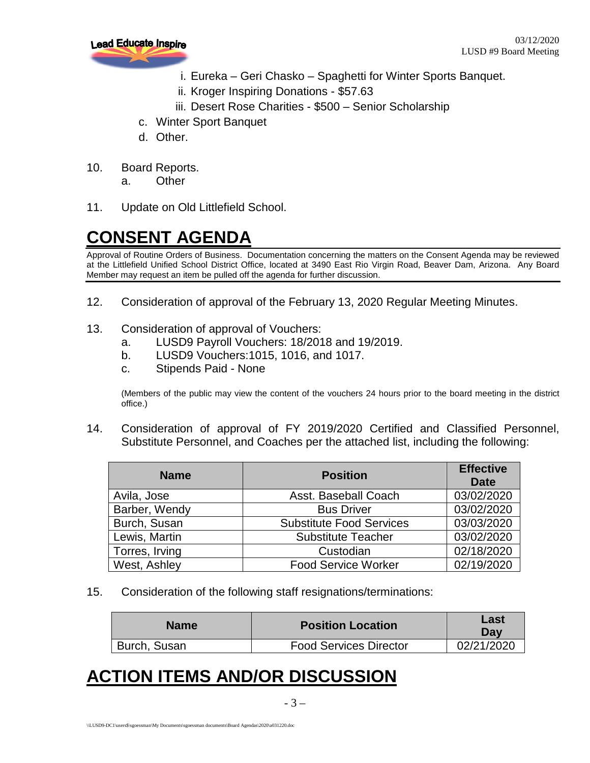i. Eureka – Geri Chasko – Spaghetti for Winter Sports Banquet.
ii. Kroger Inspiring Donations - $57.63
iii. Desert Rose Charities - $500 – Senior Scholarship

c. Winter Sport Banquet
d. Other.

10. Board Reports.
    a. Other

11. Update on Old Littlefield School.

# CONSENT AGENDA

Approval of Routine Orders of Business. Documentation concerning the matters on the Consent Agenda may be reviewed at the Littlefield Unified School District Office, located at 3490 East Rio Virgin Road, Beaver Dam, Arizona. Any Board Member may request an item be pulled off the agenda for further discussion.

12. Consideration of approval of the February 13, 2020 Regular Meeting Minutes.

13. Consideration of approval of Vouchers:
    a. LUSD9 Payroll Vouchers: 18/2018 and 19/2019.
    b. LUSD9 Vouchers:1015, 1016, and 1017.
    c. Stipends Paid - None

    (Members of the public may view the content of the vouchers 24 hours prior to the board meeting in the district office.)

14. Consideration of approval of FY 2019/2020 Certified and Classified Personnel, Substitute Personnel, and Coaches per the attached list, including the following:

| Name | Position | Effective Date |
|---|---|---|
| Avila, Jose | Asst. Baseball Coach | 03/02/2020 |
| Barber, Wendy | Bus Driver | 03/02/2020 |
| Burch, Susan | Substitute Food Services | 03/03/2020 |
| Lewis, Martin | Substitute Teacher | 03/02/2020 |
| Torres, Irving | Custodian | 02/18/2020 |
| West, Ashley | Food Service Worker | 02/19/2020 |

15. Consideration of the following staff resignations/terminations:

| Name | Position Location | Last Day |
|---|---|---|
| Burch, Susan | Food Services Director | 02/21/2020 |

# ACTION ITEMS AND/OR DISCUSSION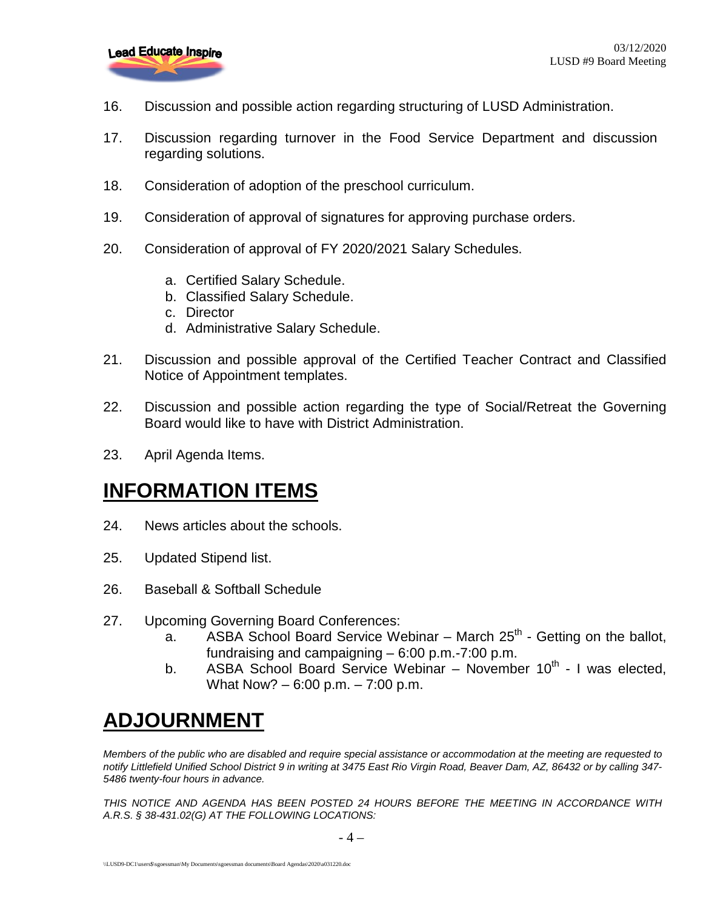16. Discussion and possible action regarding structuring of LUSD Administration.

17. Discussion regarding turnover in the Food Service Department and discussion regarding solutions.

18. Consideration of adoption of the preschool curriculum.

19. Consideration of approval of signatures for approving purchase orders.

20. Consideration of approval of FY 2020/2021 Salary Schedules.

    a. Certified Salary Schedule.
    b. Classified Salary Schedule.
    c. Director
    d. Administrative Salary Schedule.

21. Discussion and possible approval of the Certified Teacher Contract and Classified Notice of Appointment templates.

22. Discussion and possible action regarding the type of Social/Retreat the Governing Board would like to have with District Administration.

23. April Agenda Items.

# INFORMATION ITEMS

24. News articles about the schools.

25. Updated Stipend list.

26. Baseball & Softball Schedule

27. Upcoming Governing Board Conferences:
    a. ASBA School Board Service Webinar – March 25th - Getting on the ballot, fundraising and campaigning – 6:00 p.m.-7:00 p.m.
    b. ASBA School Board Service Webinar – November 10th - I was elected, What Now? – 6:00 p.m. – 7:00 p.m.

# ADJOURNMENT

*Members of the public who are disabled and require special assistance or accommodation at the meeting are requested to notify Littlefield Unified School District 9 in writing at 3475 East Rio Virgin Road, Beaver Dam, AZ, 86432 or by calling 347-5486 twenty-four hours in advance.*

*THIS NOTICE AND AGENDA HAS BEEN POSTED 24 HOURS BEFORE THE MEETING IN ACCORDANCE WITH A.R.S. § 38-431.02(G) AT THE FOLLOWING LOCATIONS:*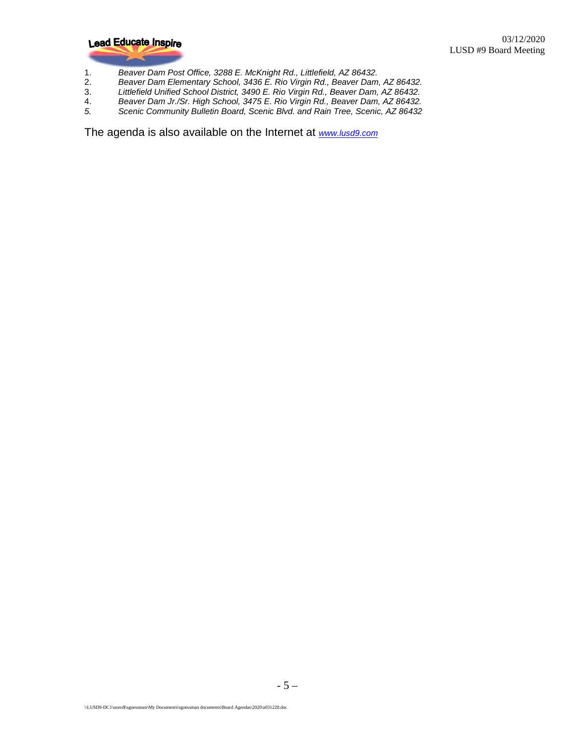1. *Beaver Dam Post Office, 3288 E. McKnight Rd., Littlefield, AZ 86432.*
2. *Beaver Dam Elementary School, 3436 E. Rio Virgin Rd., Beaver Dam, AZ 86432.*
3. *Littlefield Unified School District, 3490 E. Rio Virgin Rd., Beaver Dam, AZ 86432.*
4. *Beaver Dam Jr./Sr. High School, 3475 E. Rio Virgin Rd., Beaver Dam, AZ 86432.*
5. *Scenic Community Bulletin Board, Scenic Blvd. and Rain Tree, Scenic, AZ 86432*

The agenda is also available on the Internet at *www.lusd9.com*